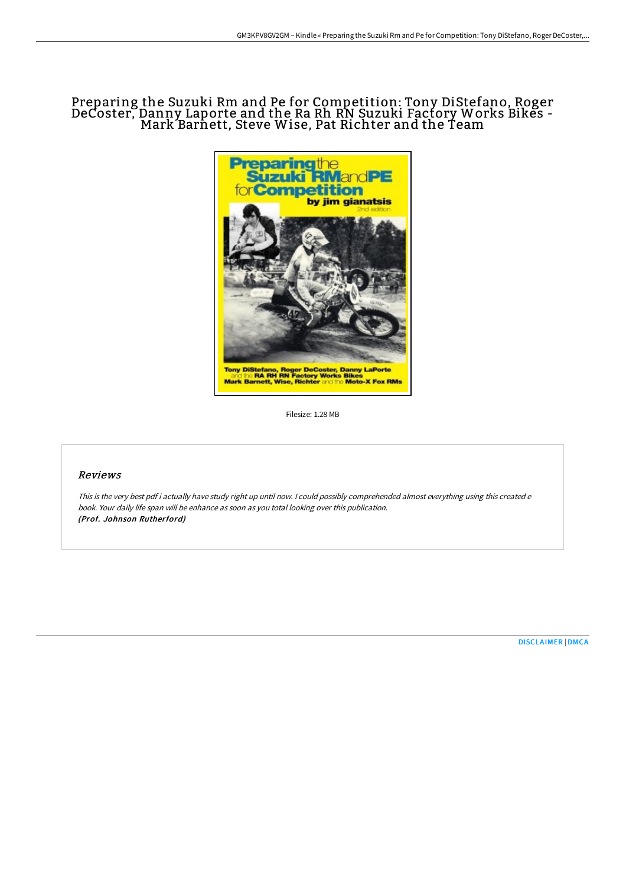# Preparing the Suzuki Rm and Pe for Competition: Tony DiStefano, Roger DeCoster, Danny Laporte and the Ra Rh RN Suzuki Factory Works Bikes - Mark Barnett, Steve Wise, Pat Richter and the Team

Filesize: 1.28 MB

## Reviews

*This is the very best pdf i actually have study right up until now. I could possibly comprehended almost everything using this created e book. Your daily life span will be enhance as soon as you total looking over this publication.*
***(Prof. Johnson Rutherford)***

[DISCLAIMER](#) | [DMCA](#)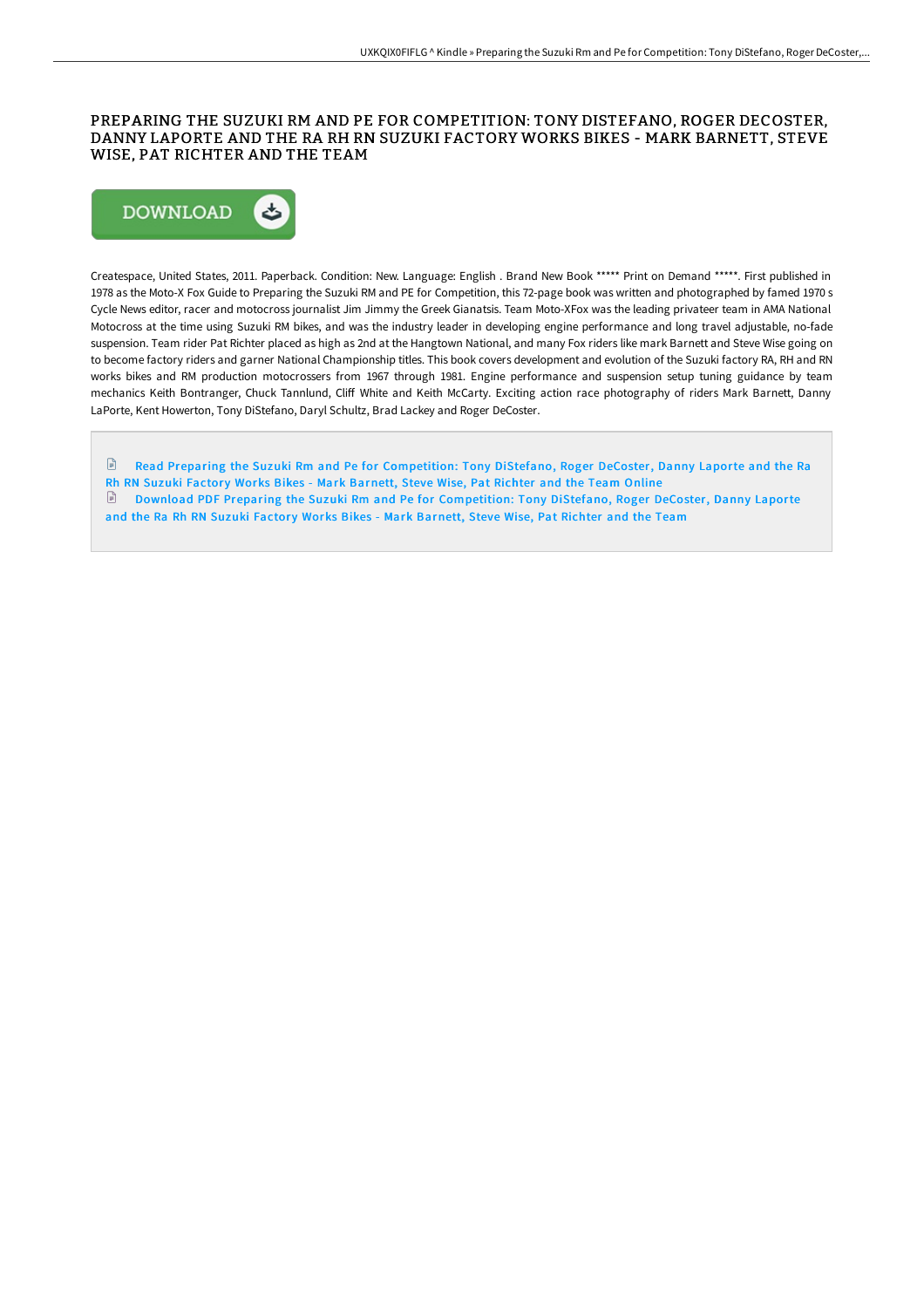# PREPARING THE SUZUKI RM AND PE FOR COMPETITION: TONY DISTEFANO, ROGER DECOSTER, DANNY LAPORTE AND THE RA RH RN SUZUKI FACTORY WORKS BIKES - MARK BARNETT, STEVE WISE, PAT RICHTER AND THE TEAM

DOWNLOAD

Createspace, United States, 2011. Paperback. Condition: New. Language: English . Brand New Book ***** Print on Demand *****. First published in 1978 as the Moto-X Fox Guide to Preparing the Suzuki RM and PE for Competition, this 72-page book was written and photographed by famed 1970 s Cycle News editor, racer and motocross journalist Jim Jimmy the Greek Gianatsis. Team Moto-XFox was the leading privateer team in AMA National Motocross at the time using Suzuki RM bikes, and was the industry leader in developing engine performance and long travel adjustable, no-fade suspension. Team rider Pat Richter placed as high as 2nd at the Hangtown National, and many Fox riders like mark Barnett and Steve Wise going on to become factory riders and garner National Championship titles. This book covers development and evolution of the Suzuki factory RA, RH and RN works bikes and RM production motocrossers from 1967 through 1981. Engine performance and suspension setup tuning guidance by team mechanics Keith Bontranger, Chuck Tannlund, Cliff White and Keith McCarty. Exciting action race photography of riders Mark Barnett, Danny LaPorte, Kent Howerton, Tony DiStefano, Daryl Schultz, Brad Lackey and Roger DeCoster.

Read Preparing the Suzuki Rm and Pe for Competition: Tony DiStefano, Roger DeCoster, Danny Laporte and the Ra Rh RN Suzuki Factory Works Bikes - Mark Barnett, Steve Wise, Pat Richter and the Team Online

Download PDF Preparing the Suzuki Rm and Pe for Competition: Tony DiStefano, Roger DeCoster, Danny Laporte and the Ra Rh RN Suzuki Factory Works Bikes - Mark Barnett, Steve Wise, Pat Richter and the Team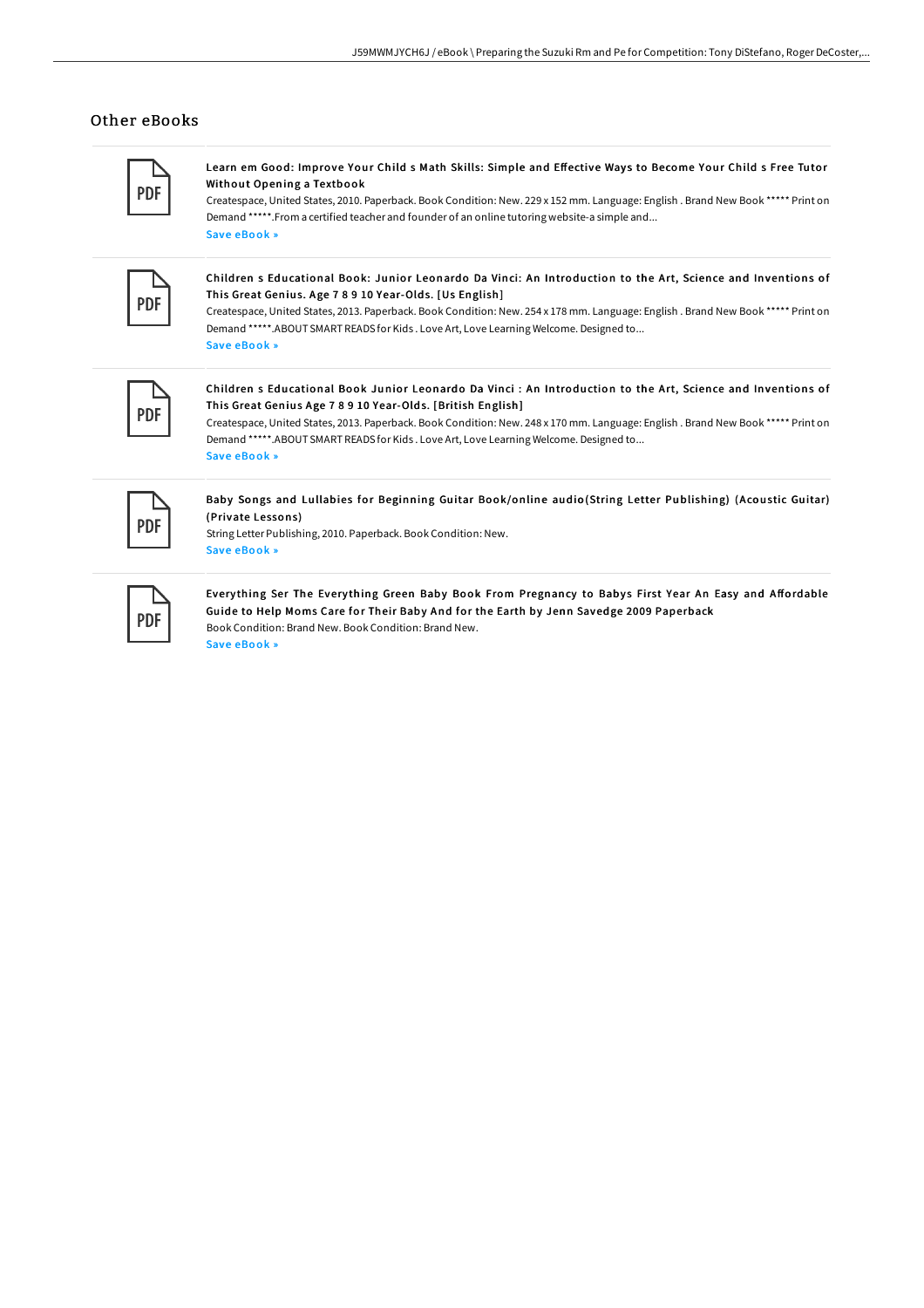## Other eBooks

**Learn em Good: Improve Your Child s Math Skills: Simple and Effective Ways to Become Your Child s Free Tutor Without Opening a Textbook**

Createspace, United States, 2010. Paperback. Book Condition: New. 229 x 152 mm. Language: English . Brand New Book ***** Print on Demand *****.From a certified teacher and founder of an online tutoring website-a simple and...

Save eBook »

**Children s Educational Book: Junior Leonardo Da Vinci: An Introduction to the Art, Science and Inventions of This Great Genius. Age 7 8 9 10 Year-Olds. [Us English]**

Createspace, United States, 2013. Paperback. Book Condition: New. 254 x 178 mm. Language: English . Brand New Book ***** Print on Demand *****.ABOUT SMART READS for Kids . Love Art, Love Learning Welcome. Designed to...

Save eBook »

**Children s Educational Book Junior Leonardo Da Vinci : An Introduction to the Art, Science and Inventions of This Great Genius Age 7 8 9 10 Year-Olds. [British English]**

Createspace, United States, 2013. Paperback. Book Condition: New. 248 x 170 mm. Language: English . Brand New Book ***** Print on Demand *****.ABOUT SMART READS for Kids . Love Art, Love Learning Welcome. Designed to...

Save eBook »

**Baby Songs and Lullabies for Beginning Guitar Book/online audio(String Letter Publishing) (Acoustic Guitar) (Private Lessons)**

String Letter Publishing, 2010. Paperback. Book Condition: New.

Save eBook »

**Everything Ser The Everything Green Baby Book From Pregnancy to Babys First Year An Easy and Affordable Guide to Help Moms Care for Their Baby And for the Earth by Jenn Savedge 2009 Paperback**

Book Condition: Brand New. Book Condition: Brand New.

Save eBook »